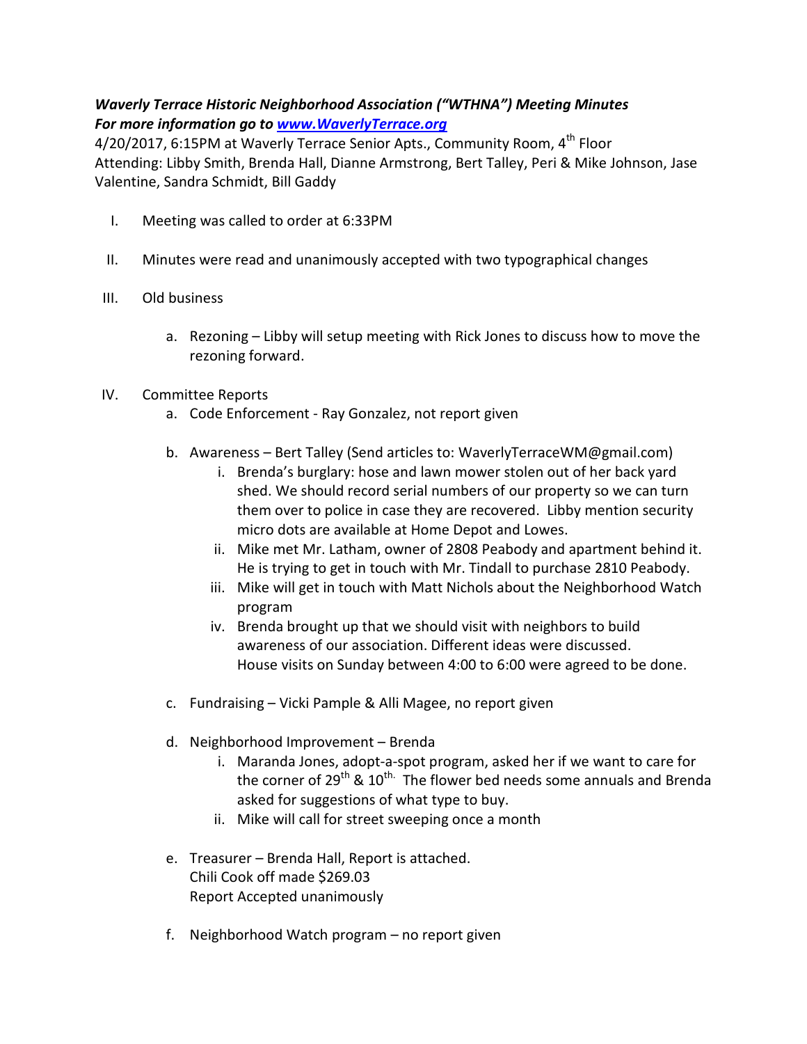***Waverly Terrace Historic Neighborhood Association ("WTHNA") Meeting Minutes***
***For more information go to [www.WaverlyTerrace.org](http://www.WaverlyTerrace.org)***

4/20/2017, 6:15PM at Waverly Terrace Senior Apts., Community Room, 4th Floor
Attending: Libby Smith, Brenda Hall, Dianne Armstrong, Bert Talley, Peri & Mike Johnson, Jase Valentine, Sandra Schmidt, Bill Gaddy

I. Meeting was called to order at 6:33PM

II. Minutes were read and unanimously accepted with two typographical changes

III. Old business

   a. Rezoning – Libby will setup meeting with Rick Jones to discuss how to move the rezoning forward.

IV. Committee Reports

   a. Code Enforcement - Ray Gonzalez, not report given

   b. Awareness – Bert Talley (Send articles to: WaverlyTerraceWM@gmail.com)
      i. Brenda's burglary: hose and lawn mower stolen out of her back yard shed. We should record serial numbers of our property so we can turn them over to police in case they are recovered. Libby mention security micro dots are available at Home Depot and Lowes.
      ii. Mike met Mr. Latham, owner of 2808 Peabody and apartment behind it. He is trying to get in touch with Mr. Tindall to purchase 2810 Peabody.
      iii. Mike will get in touch with Matt Nichols about the Neighborhood Watch program
      iv. Brenda brought up that we should visit with neighbors to build awareness of our association. Different ideas were discussed. House visits on Sunday between 4:00 to 6:00 were agreed to be done.

   c. Fundraising – Vicki Pample & Alli Magee, no report given

   d. Neighborhood Improvement – Brenda
      i. Maranda Jones, adopt-a-spot program, asked her if we want to care for the corner of 29th & 10th. The flower bed needs some annuals and Brenda asked for suggestions of what type to buy.
      ii. Mike will call for street sweeping once a month

   e. Treasurer – Brenda Hall, Report is attached.
      Chili Cook off made $269.03
      Report Accepted unanimously

   f. Neighborhood Watch program – no report given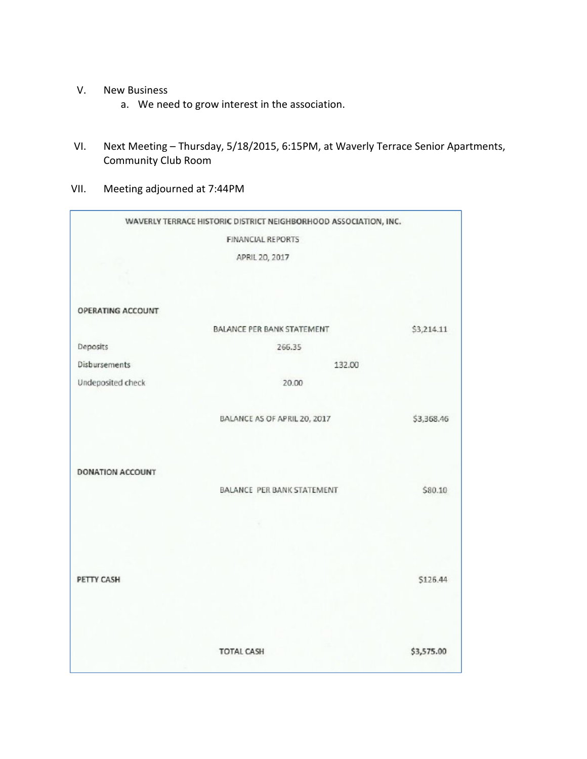V. New Business
   a. We need to grow interest in the association.

VI. Next Meeting – Thursday, 5/18/2015, 6:15PM, at Waverly Terrace Senior Apartments, Community Club Room

VII. Meeting adjourned at 7:44PM

WAVERLY TERRACE HISTORIC DISTRICT NEIGHBORHOOD ASSOCIATION, INC.

FINANCIAL REPORTS

APRIL 20, 2017

| | | | |
|---|---|---|---|
| OPERATING ACCOUNT | | | |
| | BALANCE PER BANK STATEMENT | | $3,214.11 |
| Deposits | 266.35 | | |
| Disbursements | | 132.00 | |
| Undeposited check | 20.00 | | |
| | BALANCE AS OF APRIL 20, 2017 | | $3,368.46 |
| DONATION ACCOUNT | | | |
| | BALANCE PER BANK STATEMENT | | $80.10 |
| PETTY CASH | | | $126.44 |
| | TOTAL CASH | | $3,575.00 |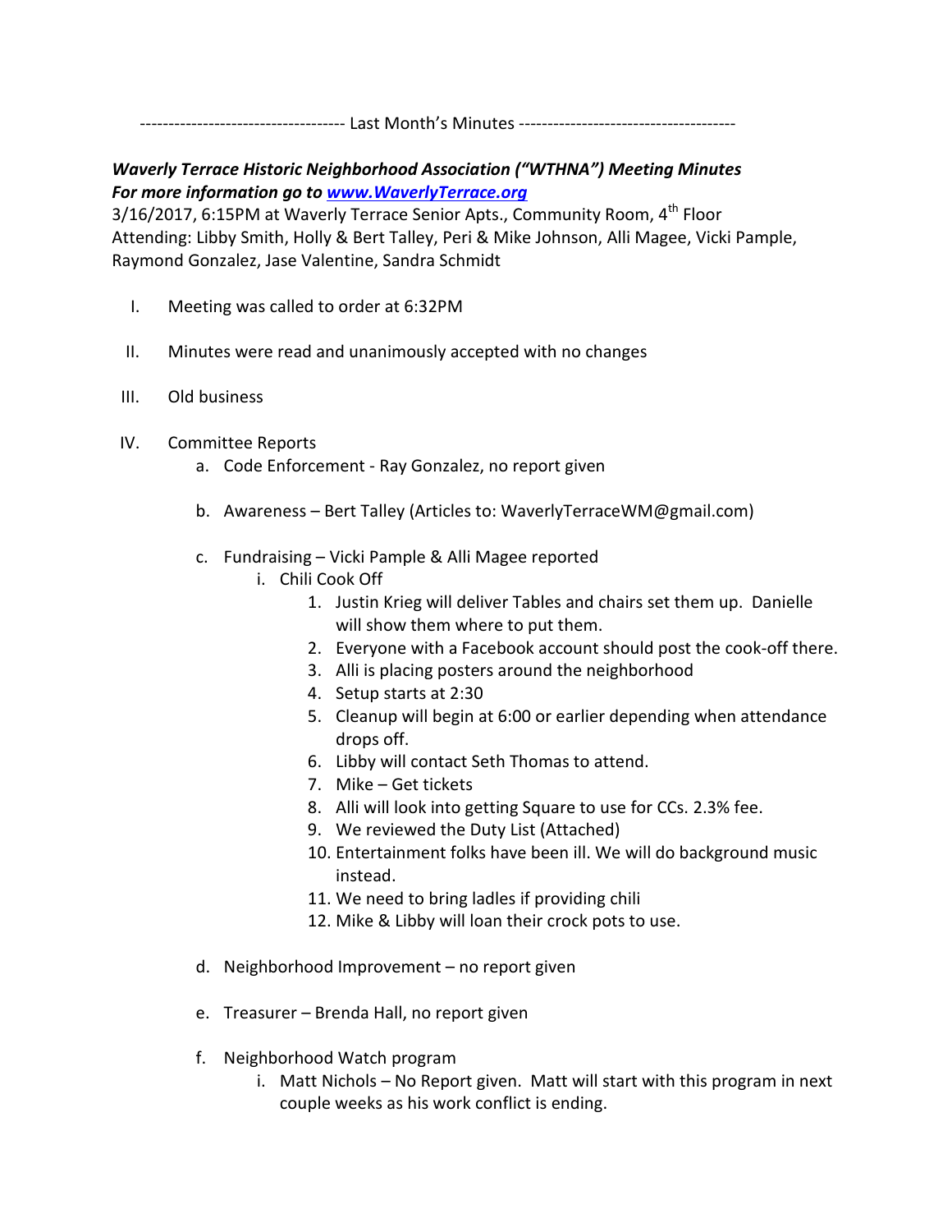----------------------------------- Last Month's Minutes --------------------------------------

***Waverly Terrace Historic Neighborhood Association ("WTHNA") Meeting Minutes***
***For more information go to [www.WaverlyTerrace.org](http://www.WaverlyTerrace.org)***

3/16/2017, 6:15PM at Waverly Terrace Senior Apts., Community Room, 4th Floor
Attending: Libby Smith, Holly & Bert Talley, Peri & Mike Johnson, Alli Magee, Vicki Pample, Raymond Gonzalez, Jase Valentine, Sandra Schmidt

I. Meeting was called to order at 6:32PM

II. Minutes were read and unanimously accepted with no changes

III. Old business

IV. Committee Reports

   a. Code Enforcement - Ray Gonzalez, no report given

   b. Awareness – Bert Talley (Articles to: WaverlyTerraceWM@gmail.com)

   c. Fundraising – Vicki Pample & Alli Magee reported

      i. Chili Cook Off

         1. Justin Krieg will deliver Tables and chairs set them up. Danielle will show them where to put them.
         2. Everyone with a Facebook account should post the cook-off there.
         3. Alli is placing posters around the neighborhood
         4. Setup starts at 2:30
         5. Cleanup will begin at 6:00 or earlier depending when attendance drops off.
         6. Libby will contact Seth Thomas to attend.
         7. Mike – Get tickets
         8. Alli will look into getting Square to use for CCs. 2.3% fee.
         9. We reviewed the Duty List (Attached)
         10. Entertainment folks have been ill. We will do background music instead.
         11. We need to bring ladles if providing chili
         12. Mike & Libby will loan their crock pots to use.

   d. Neighborhood Improvement – no report given

   e. Treasurer – Brenda Hall, no report given

   f. Neighborhood Watch program

      i. Matt Nichols – No Report given. Matt will start with this program in next couple weeks as his work conflict is ending.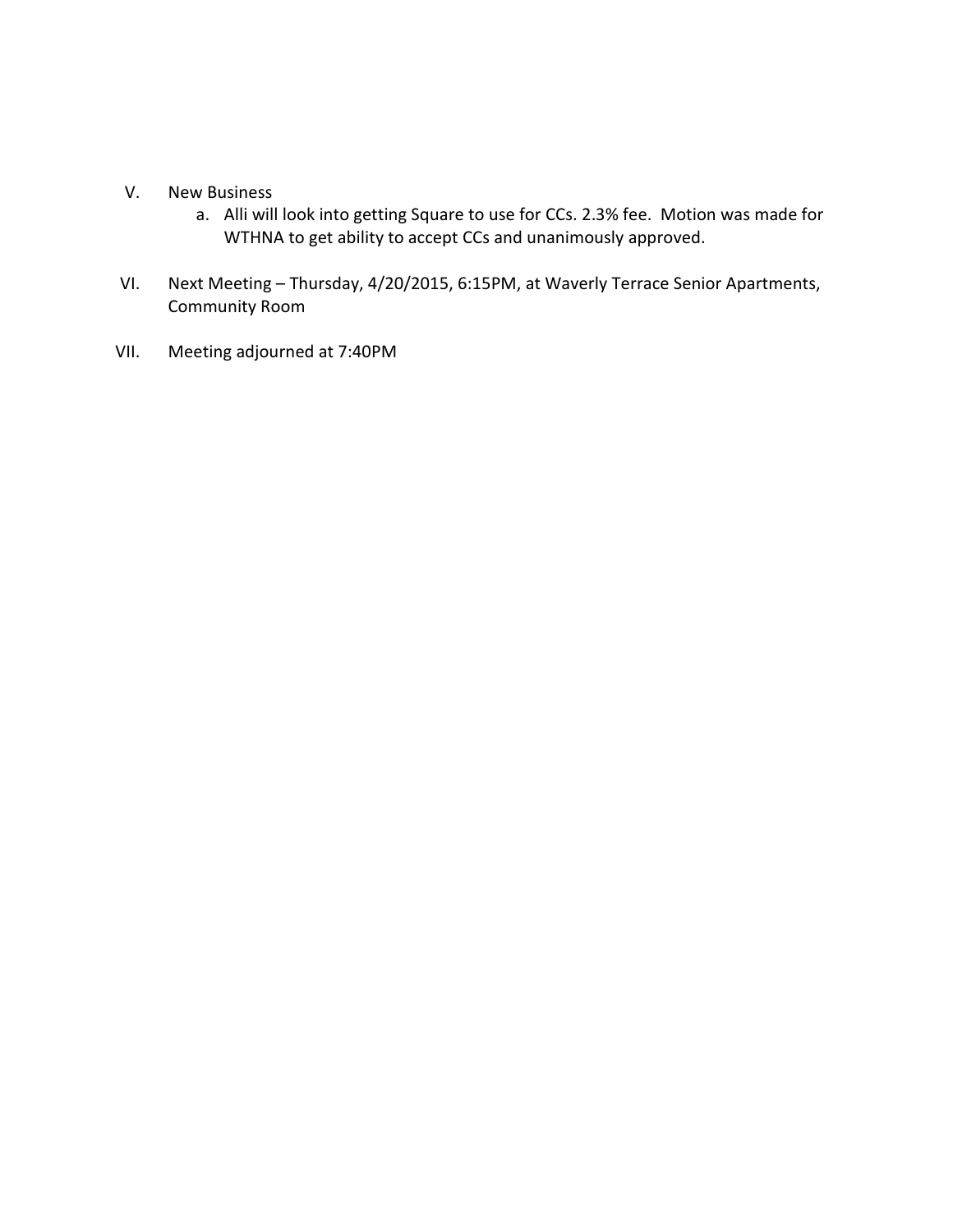V. New Business
    a. Alli will look into getting Square to use for CCs. 2.3% fee. Motion was made for WTHNA to get ability to accept CCs and unanimously approved.

VI. Next Meeting – Thursday, 4/20/2015, 6:15PM, at Waverly Terrace Senior Apartments, Community Room

VII. Meeting adjourned at 7:40PM